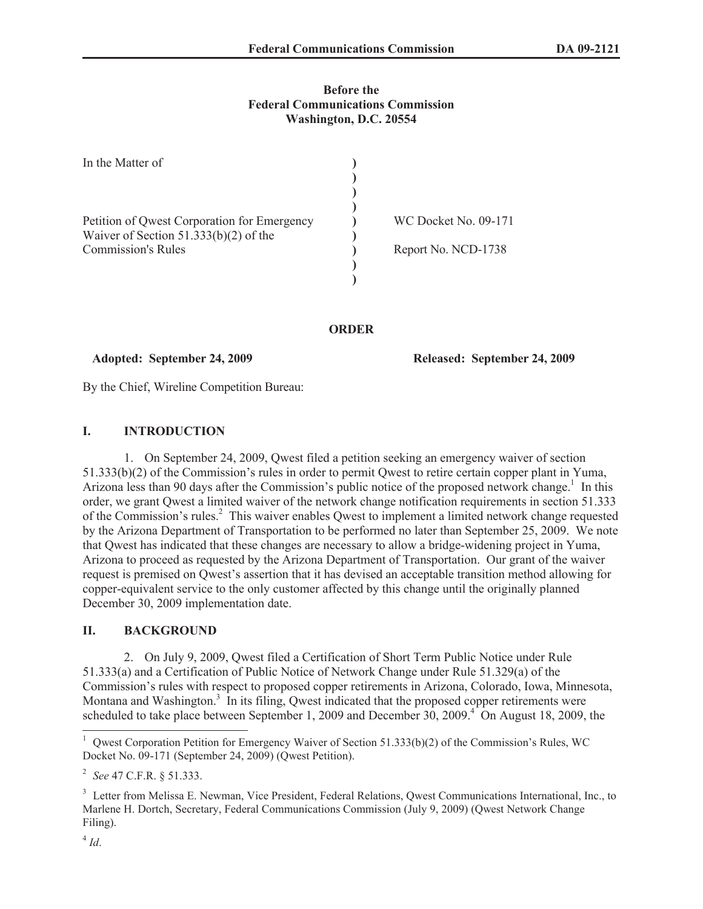**Before the**
**Federal Communications Commission**
**Washington, D.C. 20554**

| | | |
|---|---|---|
| In the Matter of<br><br>Petition of Qwest Corporation for Emergency Waiver of Section 51.333(b)(2) of the Commission's Rules | ) | WC Docket No. 09-171<br><br>Report No. NCD-1738 |

**ORDER**

**Adopted: September 24, 2009** **Released: September 24, 2009**

By the Chief, Wireline Competition Bureau:

## I. INTRODUCTION

1. On September 24, 2009, Qwest filed a petition seeking an emergency waiver of section 51.333(b)(2) of the Commission's rules in order to permit Qwest to retire certain copper plant in Yuma, Arizona less than 90 days after the Commission's public notice of the proposed network change.[1] In this order, we grant Qwest a limited waiver of the network change notification requirements in section 51.333 of the Commission's rules.[2] This waiver enables Qwest to implement a limited network change requested by the Arizona Department of Transportation to be performed no later than September 25, 2009. We note that Qwest has indicated that these changes are necessary to allow a bridge-widening project in Yuma, Arizona to proceed as requested by the Arizona Department of Transportation. Our grant of the waiver request is premised on Qwest's assertion that it has devised an acceptable transition method allowing for copper-equivalent service to the only customer affected by this change until the originally planned December 30, 2009 implementation date.

## II. BACKGROUND

2. On July 9, 2009, Qwest filed a Certification of Short Term Public Notice under Rule 51.333(a) and a Certification of Public Notice of Network Change under Rule 51.329(a) of the Commission's rules with respect to proposed copper retirements in Arizona, Colorado, Iowa, Minnesota, Montana and Washington.[3] In its filing, Qwest indicated that the proposed copper retirements were scheduled to take place between September 1, 2009 and December 30, 2009.[4] On August 18, 2009, the

---

[1] Qwest Corporation Petition for Emergency Waiver of Section 51.333(b)(2) of the Commission's Rules, WC Docket No. 09-171 (September 24, 2009) (Qwest Petition).

[2] *See* 47 C.F.R. § 51.333.

[3] Letter from Melissa E. Newman, Vice President, Federal Relations, Qwest Communications International, Inc., to Marlene H. Dortch, Secretary, Federal Communications Commission (July 9, 2009) (Qwest Network Change Filing).

[4] *Id*.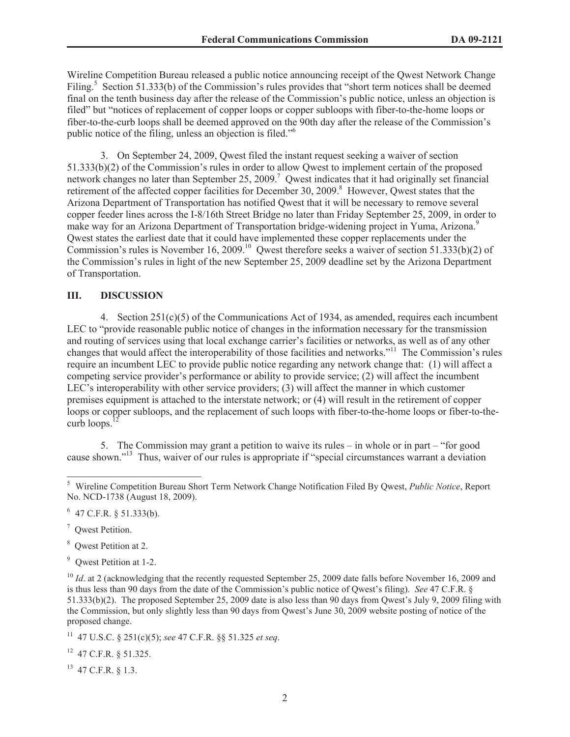Wireline Competition Bureau released a public notice announcing receipt of the Qwest Network Change Filing.[5] Section 51.333(b) of the Commission's rules provides that "short term notices shall be deemed final on the tenth business day after the release of the Commission's public notice, unless an objection is filed" but "notices of replacement of copper loops or copper subloops with fiber-to-the-home loops or fiber-to-the-curb loops shall be deemed approved on the 90th day after the release of the Commission's public notice of the filing, unless an objection is filed."[6]

3. On September 24, 2009, Qwest filed the instant request seeking a waiver of section 51.333(b)(2) of the Commission's rules in order to allow Qwest to implement certain of the proposed network changes no later than September 25, 2009.[7] Qwest indicates that it had originally set financial retirement of the affected copper facilities for December 30, 2009.[8] However, Qwest states that the Arizona Department of Transportation has notified Qwest that it will be necessary to remove several copper feeder lines across the I-8/16th Street Bridge no later than Friday September 25, 2009, in order to make way for an Arizona Department of Transportation bridge-widening project in Yuma, Arizona.[9] Qwest states the earliest date that it could have implemented these copper replacements under the Commission's rules is November 16, 2009.[10] Qwest therefore seeks a waiver of section 51.333(b)(2) of the Commission's rules in light of the new September 25, 2009 deadline set by the Arizona Department of Transportation.

## III. DISCUSSION

4. Section 251(c)(5) of the Communications Act of 1934, as amended, requires each incumbent LEC to "provide reasonable public notice of changes in the information necessary for the transmission and routing of services using that local exchange carrier's facilities or networks, as well as of any other changes that would affect the interoperability of those facilities and networks."[11] The Commission's rules require an incumbent LEC to provide public notice regarding any network change that: (1) will affect a competing service provider's performance or ability to provide service; (2) will affect the incumbent LEC's interoperability with other service providers; (3) will affect the manner in which customer premises equipment is attached to the interstate network; or (4) will result in the retirement of copper loops or copper subloops, and the replacement of such loops with fiber-to-the-home loops or fiber-to-the-curb loops.[12]

5. The Commission may grant a petition to waive its rules – in whole or in part – "for good cause shown."[13] Thus, waiver of our rules is appropriate if "special circumstances warrant a deviation

---

[5] Wireline Competition Bureau Short Term Network Change Notification Filed By Qwest, *Public Notice*, Report No. NCD-1738 (August 18, 2009).

[6] 47 C.F.R. § 51.333(b).

[7] Qwest Petition.

[8] Qwest Petition at 2.

[9] Qwest Petition at 1-2.

[10] *Id*. at 2 (acknowledging that the recently requested September 25, 2009 date falls before November 16, 2009 and is thus less than 90 days from the date of the Commission's public notice of Qwest's filing). *See* 47 C.F.R. § 51.333(b)(2). The proposed September 25, 2009 date is also less than 90 days from Qwest's July 9, 2009 filing with the Commission, but only slightly less than 90 days from Qwest's June 30, 2009 website posting of notice of the proposed change.

[11] 47 U.S.C. § 251(c)(5); *see* 47 C.F.R. §§ 51.325 *et seq*.

[12] 47 C.F.R. § 51.325.

[13] 47 C.F.R. § 1.3.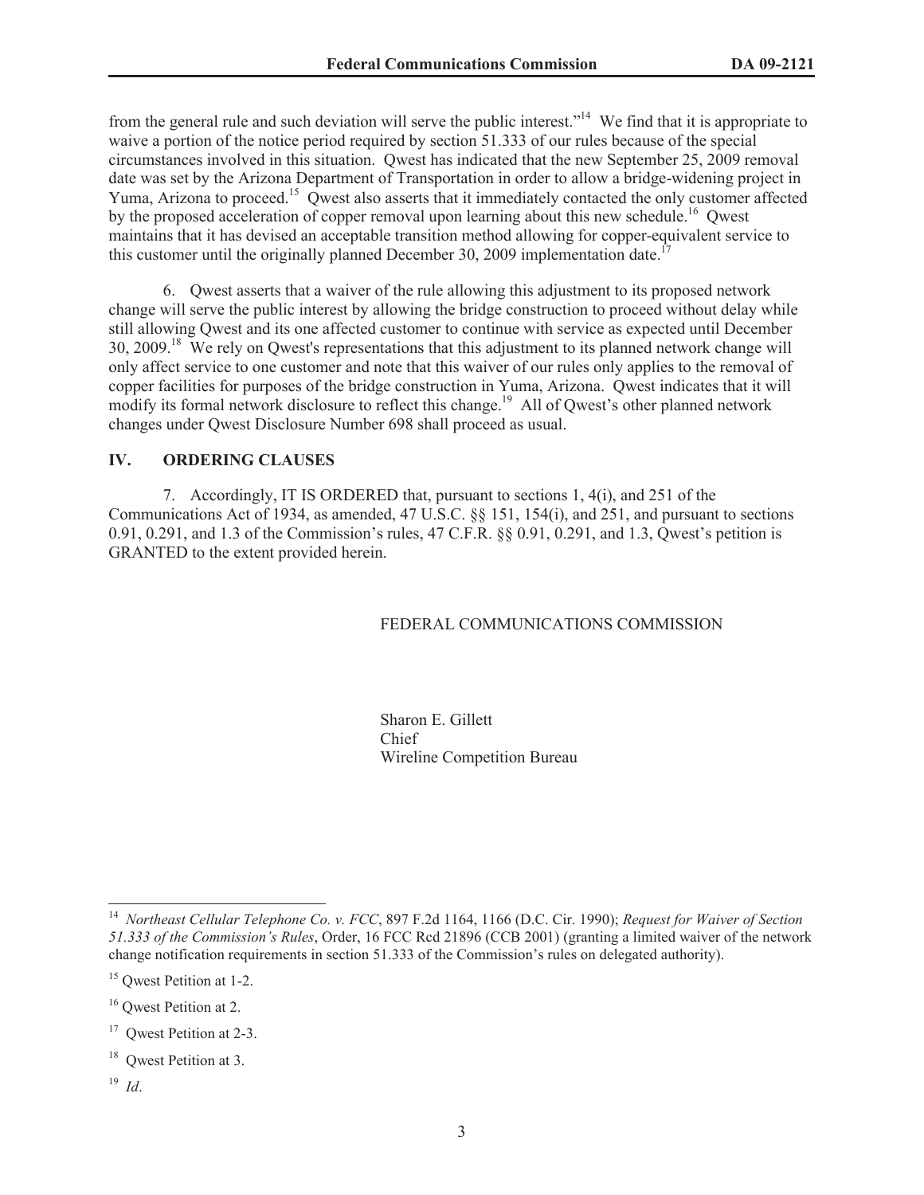from the general rule and such deviation will serve the public interest."[14] We find that it is appropriate to waive a portion of the notice period required by section 51.333 of our rules because of the special circumstances involved in this situation. Qwest has indicated that the new September 25, 2009 removal date was set by the Arizona Department of Transportation in order to allow a bridge-widening project in Yuma, Arizona to proceed.[15] Qwest also asserts that it immediately contacted the only customer affected by the proposed acceleration of copper removal upon learning about this new schedule.[16] Qwest maintains that it has devised an acceptable transition method allowing for copper-equivalent service to this customer until the originally planned December 30, 2009 implementation date.[17]

6. Qwest asserts that a waiver of the rule allowing this adjustment to its proposed network change will serve the public interest by allowing the bridge construction to proceed without delay while still allowing Qwest and its one affected customer to continue with service as expected until December 30, 2009.[18] We rely on Qwest's representations that this adjustment to its planned network change will only affect service to one customer and note that this waiver of our rules only applies to the removal of copper facilities for purposes of the bridge construction in Yuma, Arizona. Qwest indicates that it will modify its formal network disclosure to reflect this change.[19] All of Qwest's other planned network changes under Qwest Disclosure Number 698 shall proceed as usual.

## IV. ORDERING CLAUSES

7. Accordingly, IT IS ORDERED that, pursuant to sections 1, 4(i), and 251 of the Communications Act of 1934, as amended, 47 U.S.C. §§ 151, 154(i), and 251, and pursuant to sections 0.91, 0.291, and 1.3 of the Commission's rules, 47 C.F.R. §§ 0.91, 0.291, and 1.3, Qwest's petition is GRANTED to the extent provided herein.

FEDERAL COMMUNICATIONS COMMISSION

Sharon E. Gillett
Chief
Wireline Competition Bureau

---

[14] *Northeast Cellular Telephone Co. v. FCC*, 897 F.2d 1164, 1166 (D.C. Cir. 1990); *Request for Waiver of Section 51.333 of the Commission's Rules*, Order, 16 FCC Rcd 21896 (CCB 2001) (granting a limited waiver of the network change notification requirements in section 51.333 of the Commission's rules on delegated authority).

[15] Qwest Petition at 1-2.

[16] Qwest Petition at 2.

[17] Qwest Petition at 2-3.

[18] Qwest Petition at 3.

[19] *Id*.